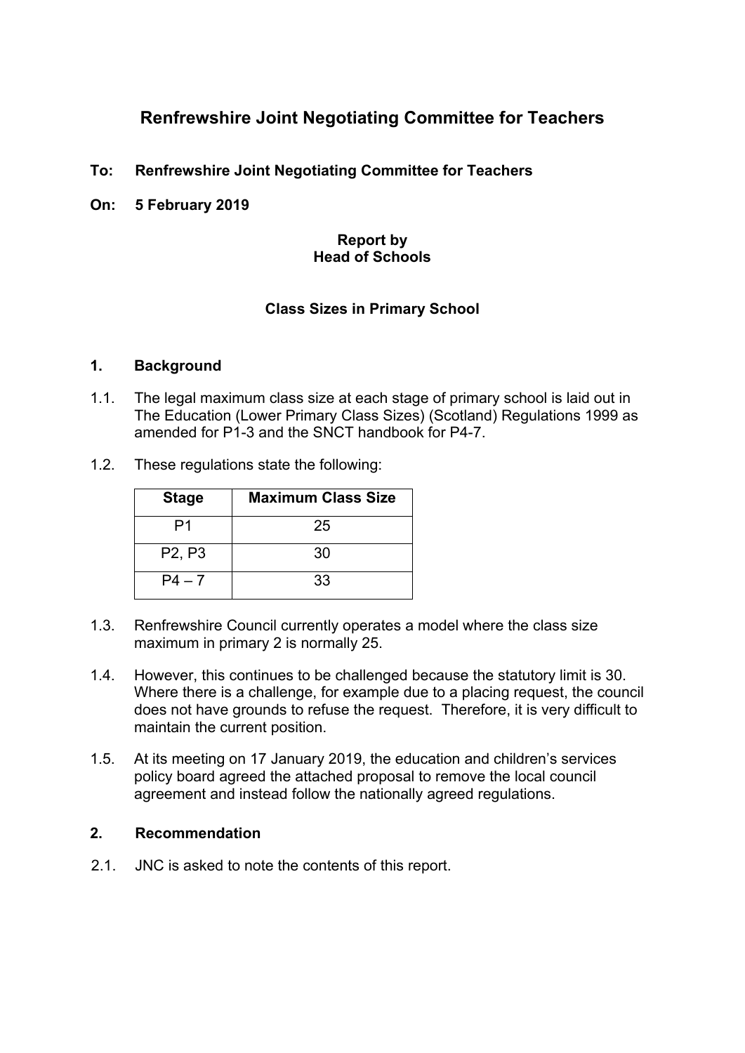# Renfrewshire Joint Negotiating Committee for Teachers

**To: Renfrewshire Joint Negotiating Committee for Teachers**

**On: 5 February 2019**

**Report by**
**Head of Schools**

**Class Sizes in Primary School**

## 1. Background

1.1. The legal maximum class size at each stage of primary school is laid out in The Education (Lower Primary Class Sizes) (Scotland) Regulations 1999 as amended for P1-3 and the SNCT handbook for P4-7.

1.2. These regulations state the following:

| Stage | Maximum Class Size |
|---|---|
| P1 | 25 |
| P2, P3 | 30 |
| P4 – 7 | 33 |

1.3. Renfrewshire Council currently operates a model where the class size maximum in primary 2 is normally 25.

1.4. However, this continues to be challenged because the statutory limit is 30. Where there is a challenge, for example due to a placing request, the council does not have grounds to refuse the request. Therefore, it is very difficult to maintain the current position.

1.5. At its meeting on 17 January 2019, the education and children's services policy board agreed the attached proposal to remove the local council agreement and instead follow the nationally agreed regulations.

## 2. Recommendation

2.1. JNC is asked to note the contents of this report.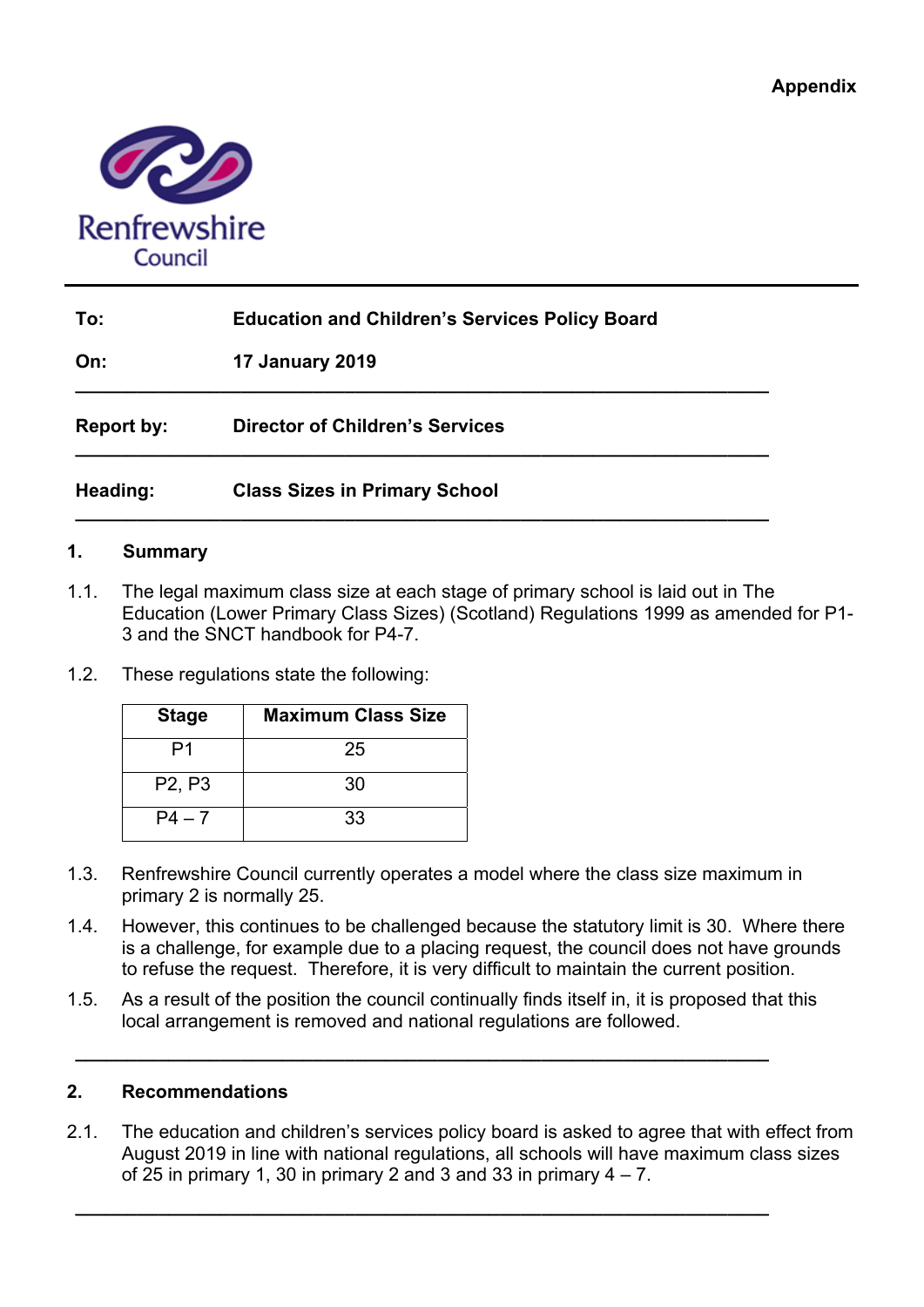Appendix

Renfrewshire Council

---

| | |
|---|---|
| **To:** | **Education and Children's Services Policy Board** |
| **On:** | **17 January 2019** |
| **Report by:** | **Director of Children's Services** |
| **Heading:** | **Class Sizes in Primary School** |

---

## 1. Summary

1.1. The legal maximum class size at each stage of primary school is laid out in The Education (Lower Primary Class Sizes) (Scotland) Regulations 1999 as amended for P1-3 and the SNCT handbook for P4-7.

1.2. These regulations state the following:

| Stage | Maximum Class Size |
|---|---|
| P1 | 25 |
| P2, P3 | 30 |
| P4 – 7 | 33 |

1.3. Renfrewshire Council currently operates a model where the class size maximum in primary 2 is normally 25.

1.4. However, this continues to be challenged because the statutory limit is 30. Where there is a challenge, for example due to a placing request, the council does not have grounds to refuse the request. Therefore, it is very difficult to maintain the current position.

1.5. As a result of the position the council continually finds itself in, it is proposed that this local arrangement is removed and national regulations are followed.

---

## 2. Recommendations

2.1. The education and children's services policy board is asked to agree that with effect from August 2019 in line with national regulations, all schools will have maximum class sizes of 25 in primary 1, 30 in primary 2 and 3 and 33 in primary 4 – 7.

---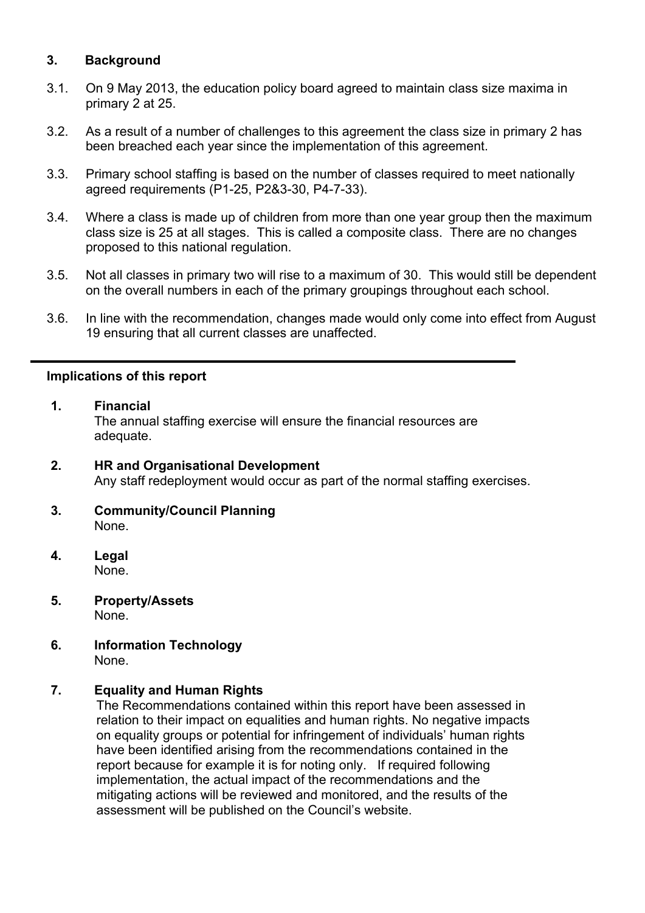## 3. Background

3.1. On 9 May 2013, the education policy board agreed to maintain class size maxima in primary 2 at 25.

3.2. As a result of a number of challenges to this agreement the class size in primary 2 has been breached each year since the implementation of this agreement.

3.3. Primary school staffing is based on the number of classes required to meet nationally agreed requirements (P1-25, P2&3-30, P4-7-33).

3.4. Where a class is made up of children from more than one year group then the maximum class size is 25 at all stages. This is called a composite class. There are no changes proposed to this national regulation.

3.5. Not all classes in primary two will rise to a maximum of 30. This would still be dependent on the overall numbers in each of the primary groupings throughout each school.

3.6. In line with the recommendation, changes made would only come into effect from August 19 ensuring that all current classes are unaffected.

---

### Implications of this report

**1. Financial**
The annual staffing exercise will ensure the financial resources are adequate.

**2. HR and Organisational Development**
Any staff redeployment would occur as part of the normal staffing exercises.

**3. Community/Council Planning**
None.

**4. Legal**
None.

**5. Property/Assets**
None.

**6. Information Technology**
None.

**7. Equality and Human Rights**
The Recommendations contained within this report have been assessed in relation to their impact on equalities and human rights. No negative impacts on equality groups or potential for infringement of individuals' human rights have been identified arising from the recommendations contained in the report because for example it is for noting only. If required following implementation, the actual impact of the recommendations and the mitigating actions will be reviewed and monitored, and the results of the assessment will be published on the Council's website.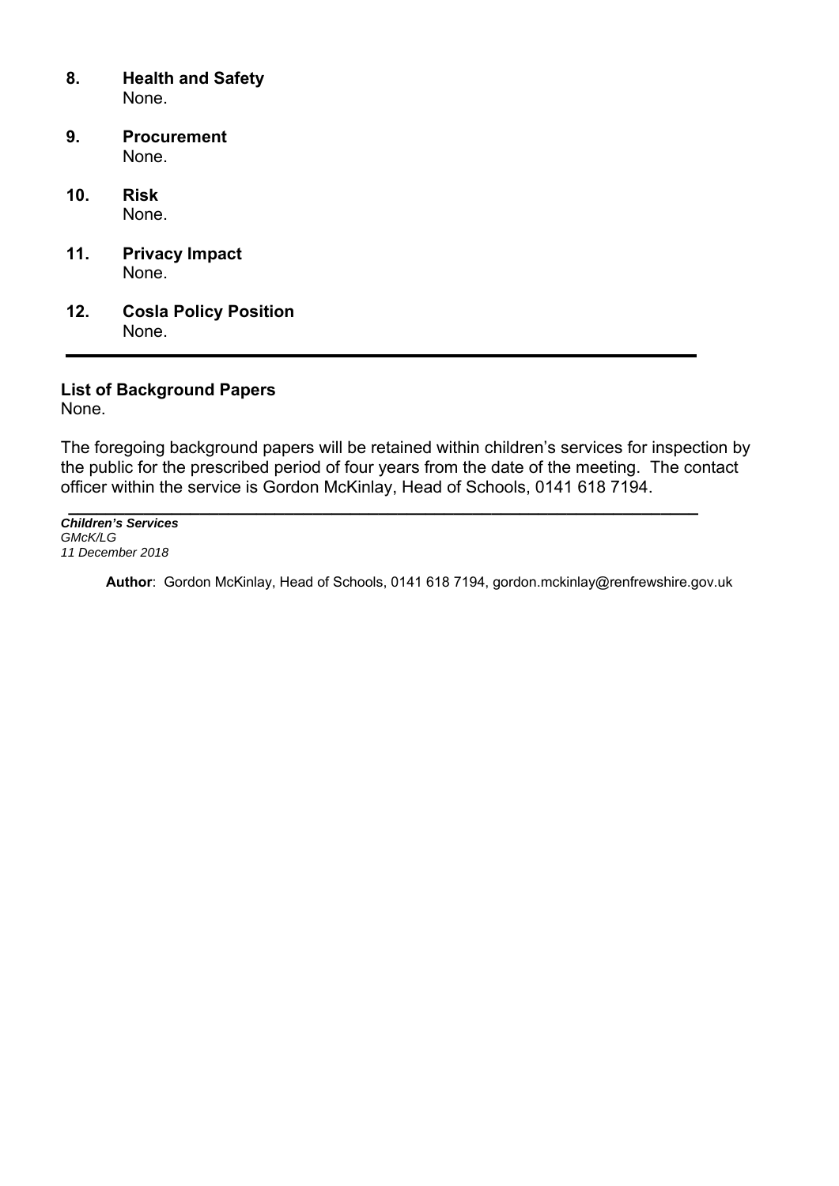**8. Health and Safety**
None.

**9. Procurement**
None.

**10. Risk**
None.

**11. Privacy Impact**
None.

**12. Cosla Policy Position**
None.

---

**List of Background Papers**
None.

The foregoing background papers will be retained within children's services for inspection by the public for the prescribed period of four years from the date of the meeting. The contact officer within the service is Gordon McKinlay, Head of Schools, 0141 618 7194.

---

***Children's Services***
*GMcK/LG*
*11 December 2018*

**Author**: Gordon McKinlay, Head of Schools, 0141 618 7194, gordon.mckinlay@renfrewshire.gov.uk